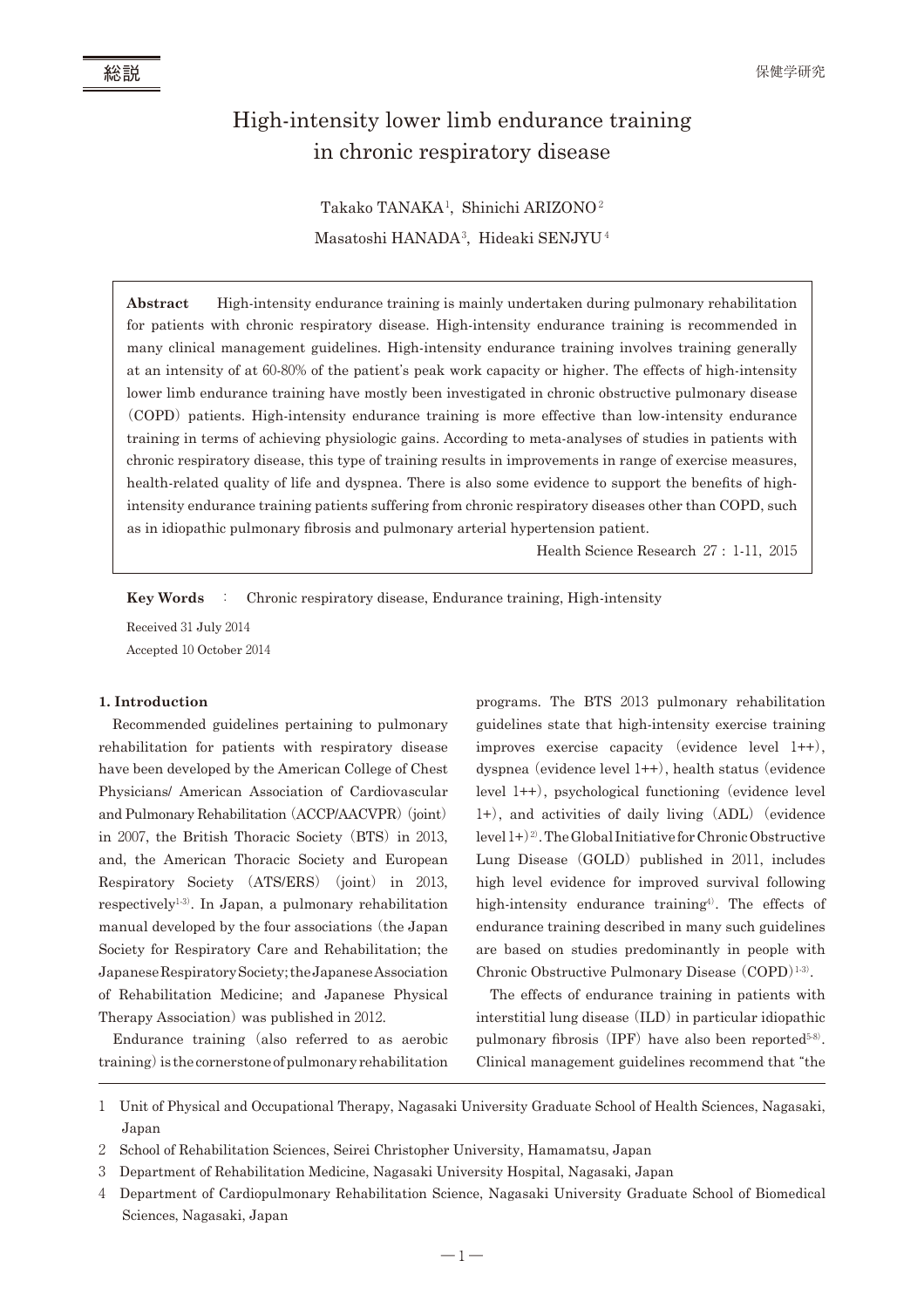総説

# High-intensity lower limb endurance training in chronic respiratory disease

Takako TANAKA[1], Shinichi ARIZONO[2]
Masatoshi HANADA[3], Hideaki SENJYU[4]

**Abstract** High-intensity endurance training is mainly undertaken during pulmonary rehabilitation for patients with chronic respiratory disease. High-intensity endurance training is recommended in many clinical management guidelines. High-intensity endurance training involves training generally at an intensity of at 60-80% of the patient's peak work capacity or higher. The effects of high-intensity lower limb endurance training have mostly been investigated in chronic obstructive pulmonary disease (COPD) patients. High-intensity endurance training is more effective than low-intensity endurance training in terms of achieving physiologic gains. According to meta-analyses of studies in patients with chronic respiratory disease, this type of training results in improvements in range of exercise measures, health-related quality of life and dyspnea. There is also some evidence to support the benefits of high-intensity endurance training patients suffering from chronic respiratory diseases other than COPD, such as in idiopathic pulmonary fibrosis and pulmonary arterial hypertension patient.

Health Science Research 27 : 1-11, 2015

**Key Words** : Chronic respiratory disease, Endurance training, High-intensity

Received 31 July 2014
Accepted 10 October 2014

**1. Introduction**

Recommended guidelines pertaining to pulmonary rehabilitation for patients with respiratory disease have been developed by the American College of Chest Physicians/ American Association of Cardiovascular and Pulmonary Rehabilitation (ACCP/AACVPR) (joint) in 2007, the British Thoracic Society (BTS) in 2013, and, the American Thoracic Society and European Respiratory Society (ATS/ERS) (joint) in 2013, respectively[1-3]. In Japan, a pulmonary rehabilitation manual developed by the four associations (the Japan Society for Respiratory Care and Rehabilitation; the Japanese Respiratory Society; the Japanese Association of Rehabilitation Medicine; and Japanese Physical Therapy Association) was published in 2012.

Endurance training (also referred to as aerobic training) is the cornerstone of pulmonary rehabilitation programs. The BTS 2013 pulmonary rehabilitation guidelines state that high-intensity exercise training improves exercise capacity (evidence level 1++), dyspnea (evidence level 1++), health status (evidence level 1++), psychological functioning (evidence level 1+), and activities of daily living (ADL) (evidence level 1+)[2]. The Global Initiative for Chronic Obstructive Lung Disease (GOLD) published in 2011, includes high level evidence for improved survival following high-intensity endurance training[4]. The effects of endurance training described in many such guidelines are based on studies predominantly in people with Chronic Obstructive Pulmonary Disease (COPD)[1-3].

The effects of endurance training in patients with interstitial lung disease (ILD) in particular idiopathic pulmonary fibrosis (IPF) have also been reported[5-8]. Clinical management guidelines recommend that "the

1 Unit of Physical and Occupational Therapy, Nagasaki University Graduate School of Health Sciences, Nagasaki, Japan
2 School of Rehabilitation Sciences, Seirei Christopher University, Hamamatsu, Japan
3 Department of Rehabilitation Medicine, Nagasaki University Hospital, Nagasaki, Japan
4 Department of Cardiopulmonary Rehabilitation Science, Nagasaki University Graduate School of Biomedical Sciences, Nagasaki, Japan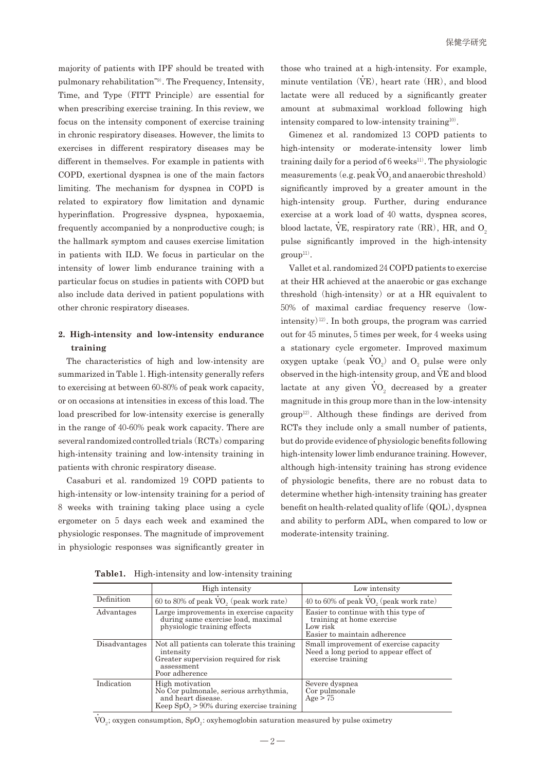majority of patients with IPF should be treated with pulmonary rehabilitation"[9]. The Frequency, Intensity, Time, and Type (FITT Principle) are essential for when prescribing exercise training. In this review, we focus on the intensity component of exercise training in chronic respiratory diseases. However, the limits to exercises in different respiratory diseases may be different in themselves. For example in patients with COPD, exertional dyspnea is one of the main factors limiting. The mechanism for dyspnea in COPD is related to expiratory flow limitation and dynamic hyperinflation. Progressive dyspnea, hypoxaemia, frequently accompanied by a nonproductive cough; is the hallmark symptom and causes exercise limitation in patients with ILD. We focus in particular on the intensity of lower limb endurance training with a particular focus on studies in patients with COPD but also include data derived in patient populations with other chronic respiratory diseases.

## 2. High-intensity and low-intensity endurance training

The characteristics of high and low-intensity are summarized in Table 1. High-intensity generally refers to exercising at between 60-80% of peak work capacity, or on occasions at intensities in excess of this load. The load prescribed for low-intensity exercise is generally in the range of 40-60% peak work capacity. There are several randomized controlled trials (RCTs) comparing high-intensity training and low-intensity training in patients with chronic respiratory disease.

Casaburi et al. randomized 19 COPD patients to high-intensity or low-intensity training for a period of 8 weeks with training taking place using a cycle ergometer on 5 days each week and examined the physiologic responses. The magnitude of improvement in physiologic responses was significantly greater in those who trained at a high-intensity. For example, minute ventilation ($\dot{V}E$), heart rate (HR), and blood lactate were all reduced by a significantly greater amount at submaximal workload following high intensity compared to low-intensity training[10].

Gimenez et al. randomized 13 COPD patients to high-intensity or moderate-intensity lower limb training daily for a period of 6 weeks[11]. The physiologic measurements (e.g. peak $\dot{V}O_2$ and anaerobic threshold) significantly improved by a greater amount in the high-intensity group. Further, during endurance exercise at a work load of 40 watts, dyspnea scores, blood lactate, $\dot{V}E$, respiratory rate (RR), HR, and $O_2$ pulse significantly improved in the high-intensity group[11].

Vallet et al. randomized 24 COPD patients to exercise at their HR achieved at the anaerobic or gas exchange threshold (high-intensity) or at a HR equivalent to 50% of maximal cardiac frequency reserve (low-intensity)[12]. In both groups, the program was carried out for 45 minutes, 5 times per week, for 4 weeks using a stationary cycle ergometer. Improved maximum oxygen uptake (peak $\dot{V}O_2$) and $O_2$ pulse were only observed in the high-intensity group, and $\dot{V}E$ and blood lactate at any given $\dot{V}O_2$ decreased by a greater magnitude in this group more than in the low-intensity group[12]. Although these findings are derived from RCTs they include only a small number of patients, but do provide evidence of physiologic benefits following high-intensity lower limb endurance training. However, although high-intensity training has strong evidence of physiologic benefits, there are no robust data to determine whether high-intensity training has greater benefit on health-related quality of life (QOL), dyspnea and ability to perform ADL, when compared to low or moderate-intensity training.

**Table1.** High-intensity and low-intensity training

| | High intensity | Low intensity |
|---|---|---|
| Definition | 60 to 80% of peak $\dot{V}O_2$ (peak work rate) | 40 to 60% of peak $\dot{V}O_2$ (peak work rate) |
| Advantages | Large improvements in exercise capacity during same exercise load, maximal physiologic training effects | Easier to continue with this type of training at home exercise<br>Low risk<br>Easier to maintain adherence |
| Disadvantages | Not all patients can tolerate this training intensity<br>Greater supervision required for risk assessment<br>Poor adherence | Small improvement of exercise capacity<br>Need a long period to appear effect of exercise training |
| Indication | High motivation<br>No Cor pulmonale, serious arrhythmia, and heart disease.<br>Keep $SpO_2 > 90\%$ during exercise training | Severe dyspnea<br>Cor pulmonale<br>Age > 75 |

$\dot{V}O_2$; oxygen consumption, $SpO_2$: oxyhemoglobin saturation measured by pulse oximetry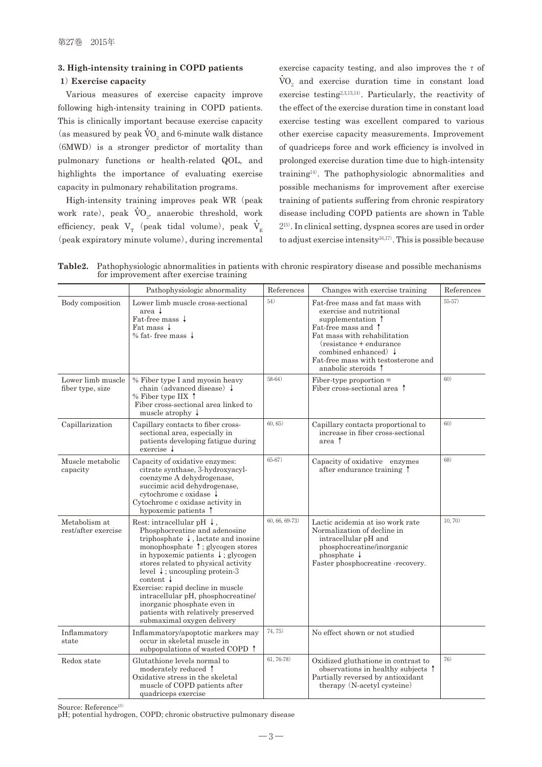### 3. High-intensity training in COPD patients

#### 1) Exercise capacity

Various measures of exercise capacity improve following high-intensity training in COPD patients. This is clinically important because exercise capacity (as measured by peak $\dot{V}O_2$ and 6-minute walk distance (6MWD) is a stronger predictor of mortality than pulmonary functions or health-related QOL, and highlights the importance of evaluating exercise capacity in pulmonary rehabilitation programs.

High-intensity training improves peak WR (peak work rate), peak $\dot{V}O_2$, anaerobic threshold, work efficiency, peak $V_T$ (peak tidal volume), peak $\dot{V}_E$ (peak expiratory minute volume), during incremental exercise capacity testing, and also improves the $\tau$ of $\dot{V}O_2$ and exercise duration time in constant load exercise testing[2,3,13,14]. Particularly, the reactivity of the effect of the exercise duration time in constant load exercise testing was excellent compared to various other exercise capacity measurements. Improvement of quadriceps force and work efficiency is involved in prolonged exercise duration time due to high-intensity training[14]. The pathophysiologic abnormalities and possible mechanisms for improvement after exercise training of patients suffering from chronic respiratory disease including COPD patients are shown in Table 2[15]. In clinical setting, dyspnea scores are used in order to adjust exercise intensity[16,17]. This is possible because

**Table2.** Pathophysiologic abnormalities in patients with chronic respiratory disease and possible mechanisms for improvement after exercise training

| | Pathophysiologic abnormality | References | Changes with exercise training | References |
|---|---|---|---|---|
| Body composition | Lower limb muscle cross-sectional area ↓<br>Fat-free mass ↓<br>Fat mass ↓<br>% fat- free mass ↓ | 54) | Fat-free mass and fat mass with exercise and nutritional supplementation ↑<br>Fat-free mass and ↑<br>Fat mass with rehabilitation (resistance + endurance combined enhanced) ↓<br>Fat-free mass with testosterone and anabolic steroids ↑ | 55-57) |
| Lower limb muscle fiber type, size | % Fiber type I and myosin heavy chain (advanced disease) ↓<br>% Fiber type IIX ↑<br>Fiber cross-sectional area linked to muscle atrophy ↓ | 58-64) | Fiber-type proportion =<br>Fiber cross-sectional area ↑ | 60) |
| Capillarization | Capillary contacts to fiber cross-sectional area, especially in patients developing fatigue during exercise ↓ | 60, 65) | Capillary contacts proportional to increase in fiber cross-sectional area ↑ | 60) |
| Muscle metabolic capacity | Capacity of oxidative enzymes: citrate synthase, 3-hydroxyacyl-coenzyme A dehydrogenase, succimic acid dehydrogenase, cytochrome c oxidase ↓<br>Cytochrome c oxidase activity in hypoxemic patients ↑ | 65-67) | Capacity of oxidative enzymes after endurance training ↑ | 68) |
| Metabolism at rest/after exercise | Rest: intracellular pH ↓, Phosphocreatine and adenosine triphosphate ↓, lactate and inosine monophosphate ↑; glycogen stores in hypoxemic patients ↓; glycogen stores related to physical activity level ↓; uncoupling protein-3 content ↓<br>Exercise: rapid decline in muscle intracellular pH, phosphocreatine/inorganic phosphate even in patients with relatively preserved submaximal oxygen delivery | 60, 66, 69-73) | Lactic acidemia at iso work rate<br>Normalization of decline in intracellular pH and phosphocreatine/inorganic phosphate ↓<br>Faster phosphocreatine -recovery. | 10, 70) |
| Inflammatory state | Inflammatory/apoptotic markers may occur in skeletal muscle in subpopulations of wasted COPD ↑ | 74, 75) | No effect shown or not studied | |
| Redox state | Glutathione levels normal to moderately reduced ↑<br>Oxidative stress in the skeletal muscle of COPD patients after quadriceps exercise | 61, 76-78) | Oxidized gluthatione in contrast to observations in healthy subjects ↑<br>Partially reversed by antioxidant therapy (N-acetyl cysteine) | 76) |

Source: Reference[15]
pH; potential hydrogen, COPD; chronic obstructive pulmonary disease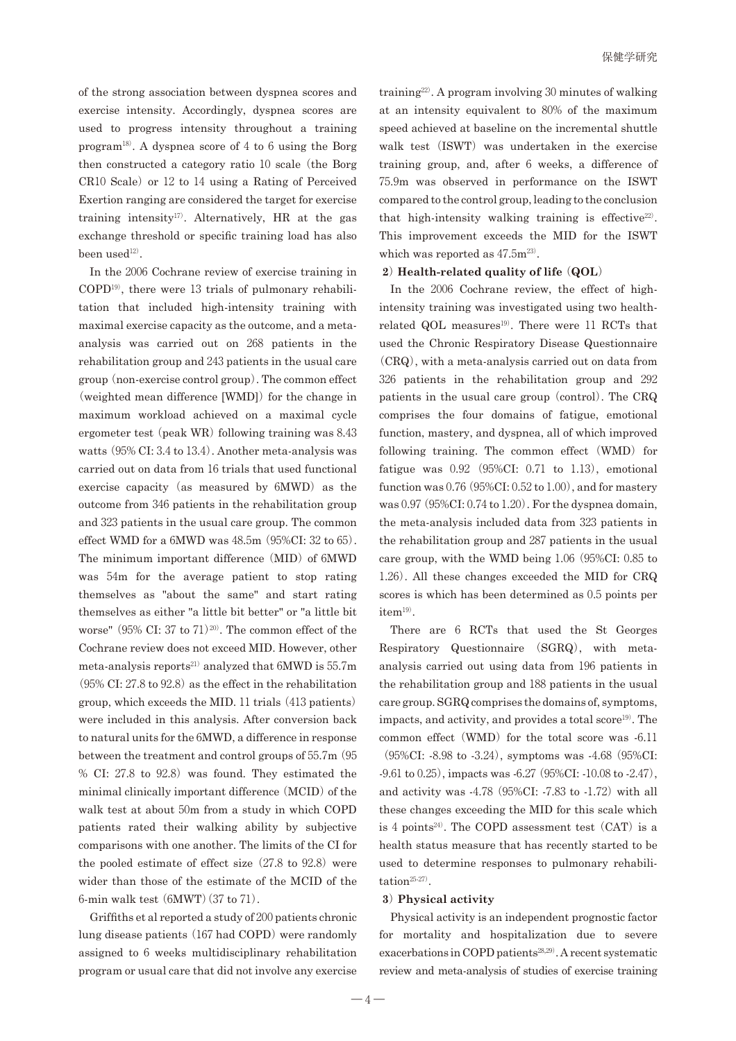of the strong association between dyspnea scores and exercise intensity. Accordingly, dyspnea scores are used to progress intensity throughout a training program[18]. A dyspnea score of 4 to 6 using the Borg then constructed a category ratio 10 scale (the Borg CR10 Scale) or 12 to 14 using a Rating of Perceived Exertion ranging are considered the target for exercise training intensity[17]. Alternatively, HR at the gas exchange threshold or specific training load has also been used[12].

In the 2006 Cochrane review of exercise training in COPD[19], there were 13 trials of pulmonary rehabilitation that included high-intensity training with maximal exercise capacity as the outcome, and a meta-analysis was carried out on 268 patients in the rehabilitation group and 243 patients in the usual care group (non-exercise control group). The common effect (weighted mean difference [WMD]) for the change in maximum workload achieved on a maximal cycle ergometer test (peak WR) following training was 8.43 watts (95% CI: 3.4 to 13.4). Another meta-analysis was carried out on data from 16 trials that used functional exercise capacity (as measured by 6MWD) as the outcome from 346 patients in the rehabilitation group and 323 patients in the usual care group. The common effect WMD for a 6MWD was 48.5m (95%CI: 32 to 65). The minimum important difference (MID) of 6MWD was 54m for the average patient to stop rating themselves as "about the same" and start rating themselves as either "a little bit better" or "a little bit worse" (95% CI: 37 to 71)[20]. The common effect of the Cochrane review does not exceed MID. However, other meta-analysis reports[21] analyzed that 6MWD is 55.7m (95% CI: 27.8 to 92.8) as the effect in the rehabilitation group, which exceeds the MID. 11 trials (413 patients) were included in this analysis. After conversion back to natural units for the 6MWD, a difference in response between the treatment and control groups of 55.7m (95 % CI: 27.8 to 92.8) was found. They estimated the minimal clinically important difference (MCID) of the walk test at about 50m from a study in which COPD patients rated their walking ability by subjective comparisons with one another. The limits of the CI for the pooled estimate of effect size (27.8 to 92.8) were wider than those of the estimate of the MCID of the 6-min walk test (6MWT) (37 to 71).

Griffiths et al reported a study of 200 patients chronic lung disease patients (167 had COPD) were randomly assigned to 6 weeks multidisciplinary rehabilitation program or usual care that did not involve any exercise training[22]. A program involving 30 minutes of walking at an intensity equivalent to 80% of the maximum speed achieved at baseline on the incremental shuttle walk test (ISWT) was undertaken in the exercise training group, and, after 6 weeks, a difference of 75.9m was observed in performance on the ISWT compared to the control group, leading to the conclusion that high-intensity walking training is effective[22]. This improvement exceeds the MID for the ISWT which was reported as 47.5m[23].

### 2) Health-related quality of life (QOL)

In the 2006 Cochrane review, the effect of high-intensity training was investigated using two health-related QOL measures[19]. There were 11 RCTs that used the Chronic Respiratory Disease Questionnaire (CRQ), with a meta-analysis carried out on data from 326 patients in the rehabilitation group and 292 patients in the usual care group (control). The CRQ comprises the four domains of fatigue, emotional function, mastery, and dyspnea, all of which improved following training. The common effect (WMD) for fatigue was 0.92 (95%CI: 0.71 to 1.13), emotional function was 0.76 (95%CI: 0.52 to 1.00), and for mastery was 0.97 (95%CI: 0.74 to 1.20). For the dyspnea domain, the meta-analysis included data from 323 patients in the rehabilitation group and 287 patients in the usual care group, with the WMD being 1.06 (95%CI: 0.85 to 1.26). All these changes exceeded the MID for CRQ scores is which has been determined as 0.5 points per item[19].

There are 6 RCTs that used the St Georges Respiratory Questionnaire (SGRQ), with meta-analysis carried out using data from 196 patients in the rehabilitation group and 188 patients in the usual care group. SGRQ comprises the domains of, symptoms, impacts, and activity, and provides a total score[19]. The common effect (WMD) for the total score was -6.11 (95%CI: -8.98 to -3.24), symptoms was -4.68 (95%CI: -9.61 to 0.25), impacts was -6.27 (95%CI: -10.08 to -2.47), and activity was -4.78 (95%CI: -7.83 to -1.72) with all these changes exceeding the MID for this scale which is 4 points[24]. The COPD assessment test (CAT) is a health status measure that has recently started to be used to determine responses to pulmonary rehabilitation[25-27].

### 3) Physical activity

Physical activity is an independent prognostic factor for mortality and hospitalization due to severe exacerbations in COPD patients[28,29]. A recent systematic review and meta-analysis of studies of exercise training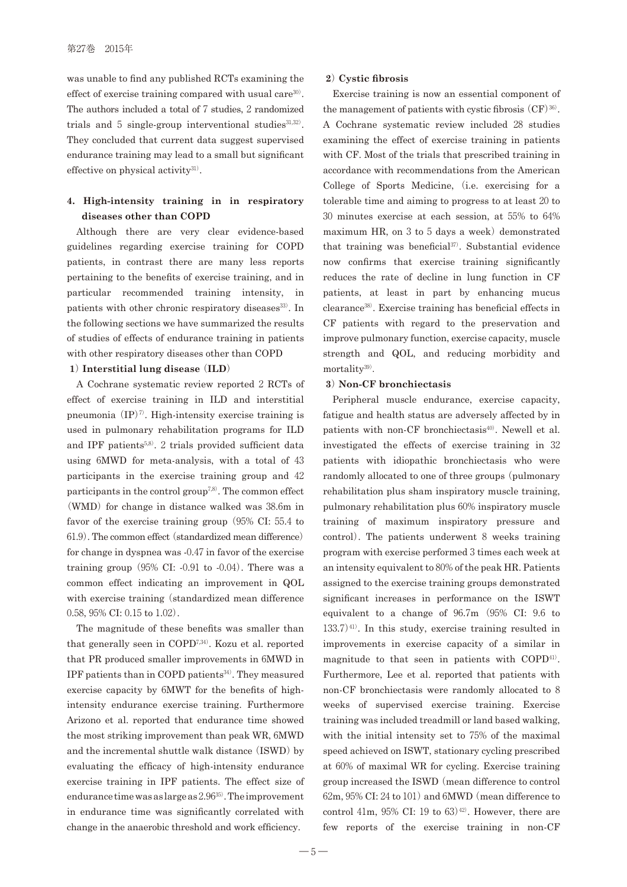was unable to find any published RCTs examining the effect of exercise training compared with usual care[30]. The authors included a total of 7 studies, 2 randomized trials and 5 single-group interventional studies[31,32]. They concluded that current data suggest supervised endurance training may lead to a small but significant effective on physical activity[31].

## 4. High-intensity training in in respiratory diseases other than COPD

Although there are very clear evidence-based guidelines regarding exercise training for COPD patients, in contrast there are many less reports pertaining to the benefits of exercise training, and in particular recommended training intensity, in patients with other chronic respiratory diseases[33]. In the following sections we have summarized the results of studies of effects of endurance training in patients with other respiratory diseases other than COPD

### 1) Interstitial lung disease (ILD)

A Cochrane systematic review reported 2 RCTs of effect of exercise training in ILD and interstitial pneumonia (IP)[7]. High-intensity exercise training is used in pulmonary rehabilitation programs for ILD and IPF patients[5,8]. 2 trials provided sufficient data using 6MWD for meta-analysis, with a total of 43 participants in the exercise training group and 42 participants in the control group[7,8]. The common effect (WMD) for change in distance walked was 38.6m in favor of the exercise training group (95% CI: 55.4 to 61.9). The common effect (standardized mean difference) for change in dyspnea was -0.47 in favor of the exercise training group (95% CI: -0.91 to -0.04). There was a common effect indicating an improvement in QOL with exercise training (standardized mean difference 0.58, 95% CI: 0.15 to 1.02).

The magnitude of these benefits was smaller than that generally seen in COPD[7,34]. Kozu et al. reported that PR produced smaller improvements in 6MWD in IPF patients than in COPD patients[34]. They measured exercise capacity by 6MWT for the benefits of high-intensity endurance exercise training. Furthermore Arizono et al. reported that endurance time showed the most striking improvement than peak WR, 6MWD and the incremental shuttle walk distance (ISWD) by evaluating the efficacy of high-intensity endurance exercise training in IPF patients. The effect size of endurance time was as large as 2.96[35]. The improvement in endurance time was significantly correlated with change in the anaerobic threshold and work efficiency.

### 2) Cystic fibrosis

Exercise training is now an essential component of the management of patients with cystic fibrosis (CF)[36]. A Cochrane systematic review included 28 studies examining the effect of exercise training in patients with CF. Most of the trials that prescribed training in accordance with recommendations from the American College of Sports Medicine, (i.e. exercising for a tolerable time and aiming to progress to at least 20 to 30 minutes exercise at each session, at 55% to 64% maximum HR, on 3 to 5 days a week) demonstrated that training was beneficial[37]. Substantial evidence now confirms that exercise training significantly reduces the rate of decline in lung function in CF patients, at least in part by enhancing mucus clearance[38]. Exercise training has beneficial effects in CF patients with regard to the preservation and improve pulmonary function, exercise capacity, muscle strength and QOL, and reducing morbidity and mortality[39].

### 3) Non-CF bronchiectasis

Peripheral muscle endurance, exercise capacity, fatigue and health status are adversely affected by in patients with non-CF bronchiectasis[40]. Newell et al. investigated the effects of exercise training in 32 patients with idiopathic bronchiectasis who were randomly allocated to one of three groups (pulmonary rehabilitation plus sham inspiratory muscle training, pulmonary rehabilitation plus 60% inspiratory muscle training of maximum inspiratory pressure and control). The patients underwent 8 weeks training program with exercise performed 3 times each week at an intensity equivalent to 80% of the peak HR. Patients assigned to the exercise training groups demonstrated significant increases in performance on the ISWT equivalent to a change of 96.7m (95% CI: 9.6 to 133.7)[41]. In this study, exercise training resulted in improvements in exercise capacity of a similar in magnitude to that seen in patients with COPD[41]. Furthermore, Lee et al. reported that patients with non-CF bronchiectasis were randomly allocated to 8 weeks of supervised exercise training. Exercise training was included treadmill or land based walking, with the initial intensity set to 75% of the maximal speed achieved on ISWT, stationary cycling prescribed at 60% of maximal WR for cycling. Exercise training group increased the ISWD (mean difference to control 62m, 95% CI: 24 to 101) and 6MWD (mean difference to control 41m, 95% CI: 19 to 63)[42]. However, there are few reports of the exercise training in non-CF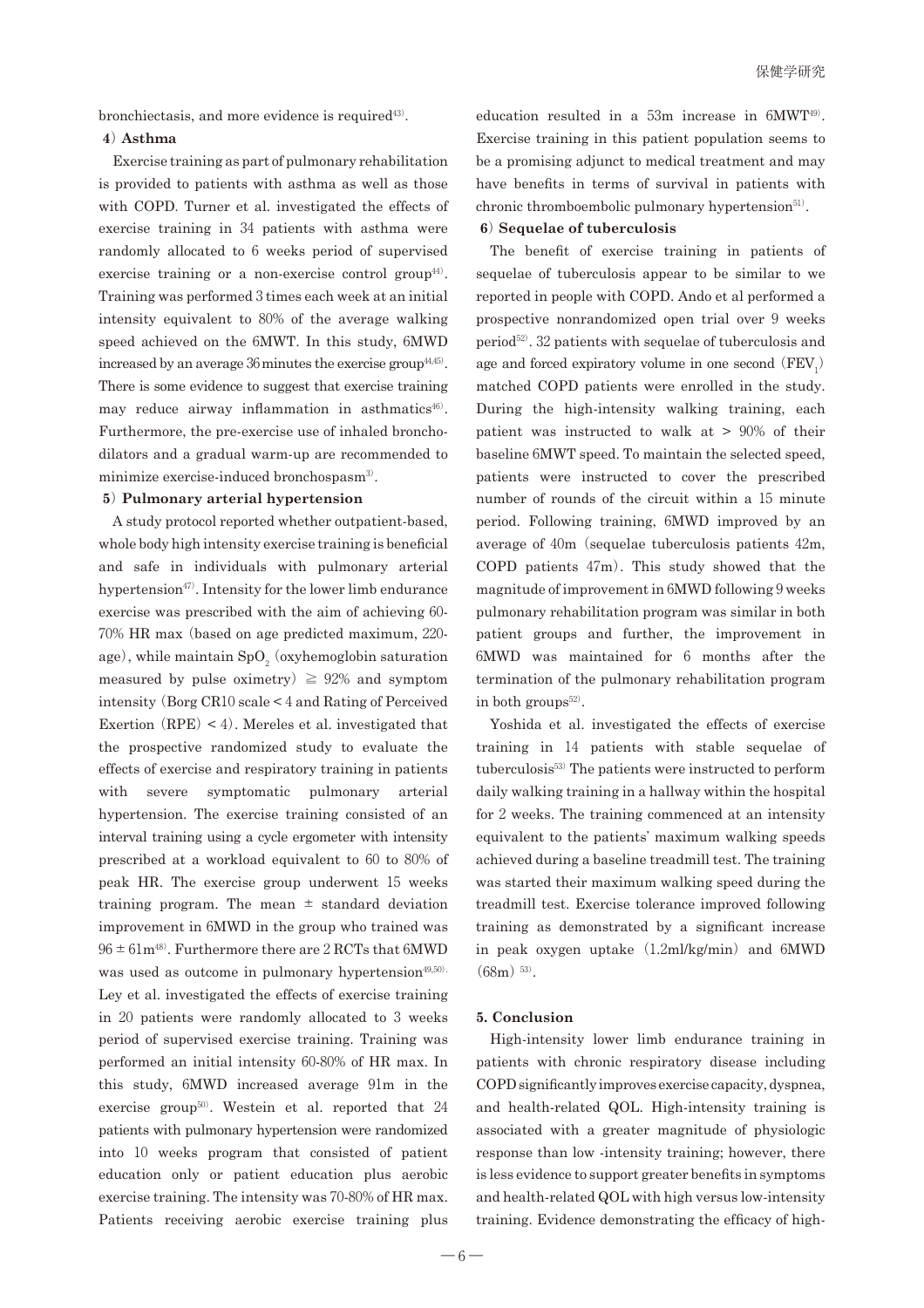bronchiectasis, and more evidence is required[43].

#### 4) Asthma

Exercise training as part of pulmonary rehabilitation is provided to patients with asthma as well as those with COPD. Turner et al. investigated the effects of exercise training in 34 patients with asthma were randomly allocated to 6 weeks period of supervised exercise training or a non-exercise control group[44]. Training was performed 3 times each week at an initial intensity equivalent to 80% of the average walking speed achieved on the 6MWT. In this study, 6MWD increased by an average 36 minutes the exercise group[44,45]. There is some evidence to suggest that exercise training may reduce airway inflammation in asthmatics[46]. Furthermore, the pre-exercise use of inhaled bronchodilators and a gradual warm-up are recommended to minimize exercise-induced bronchospasm[3].

#### 5) Pulmonary arterial hypertension

A study protocol reported whether outpatient-based, whole body high intensity exercise training is beneficial and safe in individuals with pulmonary arterial hypertension[47]. Intensity for the lower limb endurance exercise was prescribed with the aim of achieving 60-70% HR max (based on age predicted maximum, 220-age), while maintain $SpO_2$ (oxyhemoglobin saturation measured by pulse oximetry) $\geqq$ 92% and symptom intensity (Borg CR10 scale < 4 and Rating of Perceived Exertion (RPE) < 4). Mereles et al. investigated that the prospective randomized study to evaluate the effects of exercise and respiratory training in patients with severe symptomatic pulmonary arterial hypertension. The exercise training consisted of an interval training using a cycle ergometer with intensity prescribed at a workload equivalent to 60 to 80% of peak HR. The exercise group underwent 15 weeks training program. The mean ± standard deviation improvement in 6MWD in the group who trained was 96 ± 61m[48]. Furthermore there are 2 RCTs that 6MWD was used as outcome in pulmonary hypertension[49,50]. Ley et al. investigated the effects of exercise training in 20 patients were randomly allocated to 3 weeks period of supervised exercise training. Training was performed an initial intensity 60-80% of HR max. In this study, 6MWD increased average 91m in the exercise group[50]. Westein et al. reported that 24 patients with pulmonary hypertension were randomized into 10 weeks program that consisted of patient education only or patient education plus aerobic exercise training. The intensity was 70-80% of HR max. Patients receiving aerobic exercise training plus education resulted in a 53m increase in 6MWT[49]. Exercise training in this patient population seems to be a promising adjunct to medical treatment and may have benefits in terms of survival in patients with chronic thromboembolic pulmonary hypertension[51].

#### 6) Sequelae of tuberculosis

The benefit of exercise training in patients of sequelae of tuberculosis appear to be similar to we reported in people with COPD. Ando et al performed a prospective nonrandomized open trial over 9 weeks period[52]. 32 patients with sequelae of tuberculosis and age and forced expiratory volume in one second ($FEV_1$) matched COPD patients were enrolled in the study. During the high-intensity walking training, each patient was instructed to walk at > 90% of their baseline 6MWT speed. To maintain the selected speed, patients were instructed to cover the prescribed number of rounds of the circuit within a 15 minute period. Following training, 6MWD improved by an average of 40m (sequelae tuberculosis patients 42m, COPD patients 47m). This study showed that the magnitude of improvement in 6MWD following 9 weeks pulmonary rehabilitation program was similar in both patient groups and further, the improvement in 6MWD was maintained for 6 months after the termination of the pulmonary rehabilitation program in both groups[52].

Yoshida et al. investigated the effects of exercise training in 14 patients with stable sequelae of tuberculosis[53] The patients were instructed to perform daily walking training in a hallway within the hospital for 2 weeks. The training commenced at an intensity equivalent to the patients' maximum walking speeds achieved during a baseline treadmill test. The training was started their maximum walking speed during the treadmill test. Exercise tolerance improved following training as demonstrated by a significant increase in peak oxygen uptake (1.2ml/kg/min) and 6MWD (68m)[53].

## 5. Conclusion

High-intensity lower limb endurance training in patients with chronic respiratory disease including COPD significantly improves exercise capacity, dyspnea, and health-related QOL. High-intensity training is associated with a greater magnitude of physiologic response than low -intensity training; however, there is less evidence to support greater benefits in symptoms and health-related QOL with high versus low-intensity training. Evidence demonstrating the efficacy of high-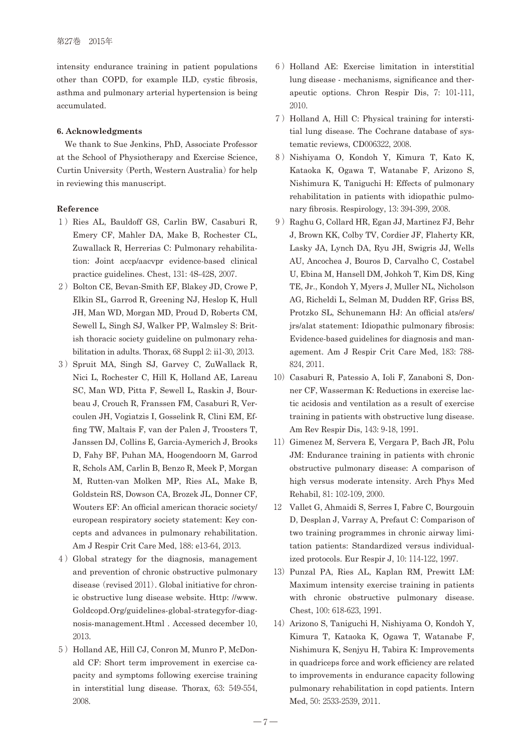intensity endurance training in patient populations other than COPD, for example ILD, cystic fibrosis, asthma and pulmonary arterial hypertension is being accumulated.

#### 6. Acknowledgments

We thank to Sue Jenkins, PhD, Associate Professor at the School of Physiotherapy and Exercise Science, Curtin University (Perth, Western Australia) for help in reviewing this manuscript.

#### Reference

1) Ries AL, Bauldoff GS, Carlin BW, Casaburi R, Emery CF, Mahler DA, Make B, Rochester CL, Zuwallack R, Herrerias C: Pulmonary rehabilitation: Joint accp/aacvpr evidence-based clinical practice guidelines. Chest, 131: 4S-42S, 2007.

2) Bolton CE, Bevan-Smith EF, Blakey JD, Crowe P, Elkin SL, Garrod R, Greening NJ, Heslop K, Hull JH, Man WD, Morgan MD, Proud D, Roberts CM, Sewell L, Singh SJ, Walker PP, Walmsley S: British thoracic society guideline on pulmonary rehabilitation in adults. Thorax, 68 Suppl 2: ii1-30, 2013.

3) Spruit MA, Singh SJ, Garvey C, ZuWallack R, Nici L, Rochester C, Hill K, Holland AE, Lareau SC, Man WD, Pitta F, Sewell L, Raskin J, Bourbeau J, Crouch R, Franssen FM, Casaburi R, Vercoulen JH, Vogiatzis I, Gosselink R, Clini EM, Effing TW, Maltais F, van der Palen J, Troosters T, Janssen DJ, Collins E, Garcia-Aymerich J, Brooks D, Fahy BF, Puhan MA, Hoogendoorn M, Garrod R, Schols AM, Carlin B, Benzo R, Meek P, Morgan M, Rutten-van Molken MP, Ries AL, Make B, Goldstein RS, Dowson CA, Brozek JL, Donner CF, Wouters EF: An official american thoracic society/european respiratory society statement: Key concepts and advances in pulmonary rehabilitation. Am J Respir Crit Care Med, 188: e13-64, 2013.

4) Global strategy for the diagnosis, management and prevention of chronic obstructive pulmonary disease (revised 2011). Global initiative for chronic obstructive lung disease website. Http: //www.Goldcopd.Org/guidelines-global-strategyfor-diagnosis-management.Html . Accessed december 10, 2013.

5) Holland AE, Hill CJ, Conron M, Munro P, McDonald CF: Short term improvement in exercise capacity and symptoms following exercise training in interstitial lung disease. Thorax, 63: 549-554, 2008.

6) Holland AE: Exercise limitation in interstitial lung disease - mechanisms, significance and therapeutic options. Chron Respir Dis, 7: 101-111, 2010.

7) Holland A, Hill C: Physical training for interstitial lung disease. The Cochrane database of systematic reviews, CD006322, 2008.

8) Nishiyama O, Kondoh Y, Kimura T, Kato K, Kataoka K, Ogawa T, Watanabe F, Arizono S, Nishimura K, Taniguchi H: Effects of pulmonary rehabilitation in patients with idiopathic pulmonary fibrosis. Respirology, 13: 394-399, 2008.

9) Raghu G, Collard HR, Egan JJ, Martinez FJ, Behr J, Brown KK, Colby TV, Cordier JF, Flaherty KR, Lasky JA, Lynch DA, Ryu JH, Swigris JJ, Wells AU, Ancochea J, Bouros D, Carvalho C, Costabel U, Ebina M, Hansell DM, Johkoh T, Kim DS, King TE, Jr., Kondoh Y, Myers J, Muller NL, Nicholson AG, Richeldi L, Selman M, Dudden RF, Griss BS, Protzko SL, Schunemann HJ: An official ats/ers/jrs/alat statement: Idiopathic pulmonary fibrosis: Evidence-based guidelines for diagnosis and management. Am J Respir Crit Care Med, 183: 788-824, 2011.

10) Casaburi R, Patessio A, Ioli F, Zanaboni S, Donner CF, Wasserman K: Reductions in exercise lactic acidosis and ventilation as a result of exercise training in patients with obstructive lung disease. Am Rev Respir Dis, 143: 9-18, 1991.

11) Gimenez M, Servera E, Vergara P, Bach JR, Polu JM: Endurance training in patients with chronic obstructive pulmonary disease: A comparison of high versus moderate intensity. Arch Phys Med Rehabil, 81: 102-109, 2000.

12 Vallet G, Ahmaidi S, Serres I, Fabre C, Bourgouin D, Desplan J, Varray A, Prefaut C: Comparison of two training programmes in chronic airway limitation patients: Standardized versus individualized protocols. Eur Respir J, 10: 114-122, 1997.

13) Punzal PA, Ries AL, Kaplan RM, Prewitt LM: Maximum intensity exercise training in patients with chronic obstructive pulmonary disease. Chest, 100: 618-623, 1991.

14) Arizono S, Taniguchi H, Nishiyama O, Kondoh Y, Kimura T, Kataoka K, Ogawa T, Watanabe F, Nishimura K, Senjyu H, Tabira K: Improvements in quadriceps force and work efficiency are related to improvements in endurance capacity following pulmonary rehabilitation in copd patients. Intern Med, 50: 2533-2539, 2011.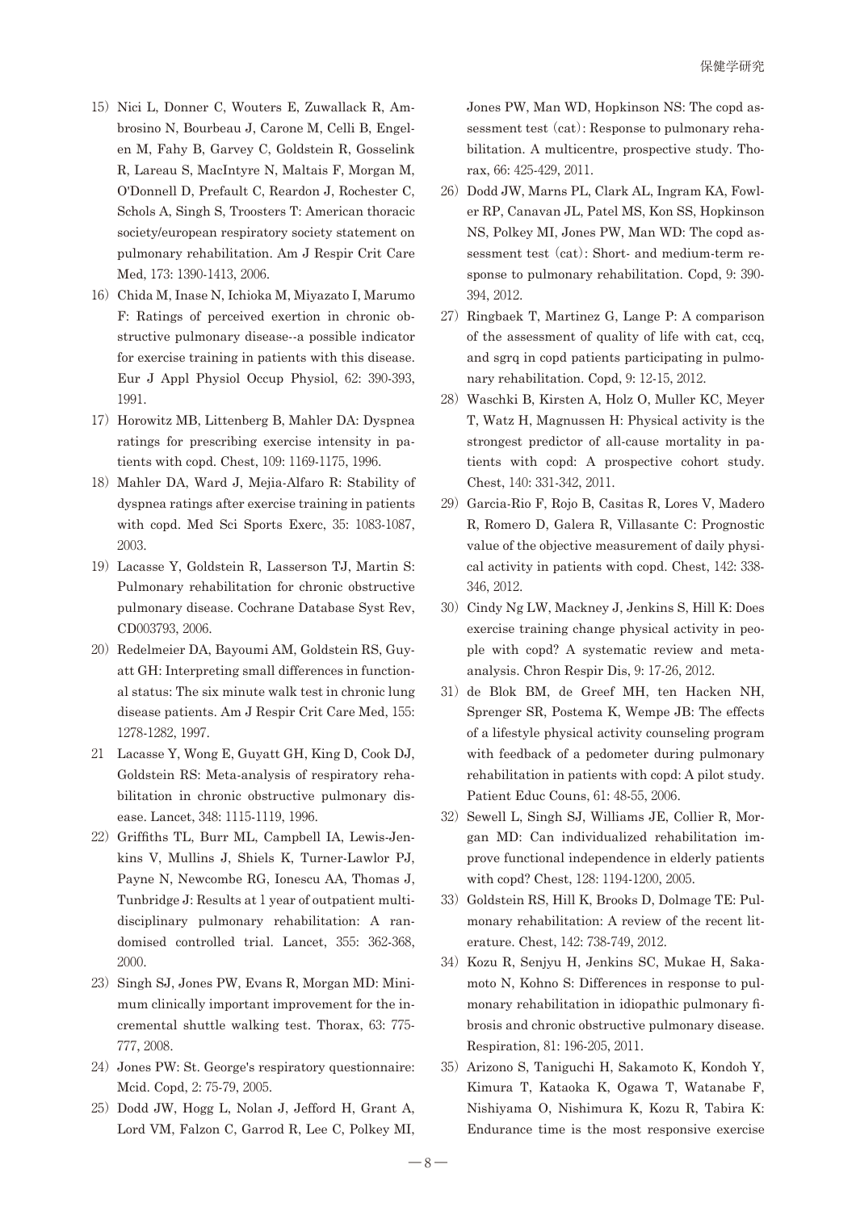15）Nici L, Donner C, Wouters E, Zuwallack R, Ambrosino N, Bourbeau J, Carone M, Celli B, Engelen M, Fahy B, Garvey C, Goldstein R, Gosselink R, Lareau S, MacIntyre N, Maltais F, Morgan M, O'Donnell D, Prefault C, Reardon J, Rochester C, Schols A, Singh S, Troosters T: American thoracic society/european respiratory society statement on pulmonary rehabilitation. Am J Respir Crit Care Med, 173: 1390-1413, 2006.

16）Chida M, Inase N, Ichioka M, Miyazato I, Marumo F: Ratings of perceived exertion in chronic obstructive pulmonary disease--a possible indicator for exercise training in patients with this disease. Eur J Appl Physiol Occup Physiol, 62: 390-393, 1991.

17）Horowitz MB, Littenberg B, Mahler DA: Dyspnea ratings for prescribing exercise intensity in patients with copd. Chest, 109: 1169-1175, 1996.

18）Mahler DA, Ward J, Mejia-Alfaro R: Stability of dyspnea ratings after exercise training in patients with copd. Med Sci Sports Exerc, 35: 1083-1087, 2003.

19）Lacasse Y, Goldstein R, Lasserson TJ, Martin S: Pulmonary rehabilitation for chronic obstructive pulmonary disease. Cochrane Database Syst Rev, CD003793, 2006.

20）Redelmeier DA, Bayoumi AM, Goldstein RS, Guyatt GH: Interpreting small differences in functional status: The six minute walk test in chronic lung disease patients. Am J Respir Crit Care Med, 155: 1278-1282, 1997.

21 Lacasse Y, Wong E, Guyatt GH, King D, Cook DJ, Goldstein RS: Meta-analysis of respiratory rehabilitation in chronic obstructive pulmonary disease. Lancet, 348: 1115-1119, 1996.

22）Griffiths TL, Burr ML, Campbell IA, Lewis-Jenkins V, Mullins J, Shiels K, Turner-Lawlor PJ, Payne N, Newcombe RG, Ionescu AA, Thomas J, Tunbridge J: Results at 1 year of outpatient multidisciplinary pulmonary rehabilitation: A randomised controlled trial. Lancet, 355: 362-368, 2000.

23）Singh SJ, Jones PW, Evans R, Morgan MD: Minimum clinically important improvement for the incremental shuttle walking test. Thorax, 63: 775-777, 2008.

24）Jones PW: St. George's respiratory questionnaire: Mcid. Copd, 2: 75-79, 2005.

25）Dodd JW, Hogg L, Nolan J, Jefford H, Grant A, Lord VM, Falzon C, Garrod R, Lee C, Polkey MI, Jones PW, Man WD, Hopkinson NS: The copd assessment test（cat）: Response to pulmonary rehabilitation. A multicentre, prospective study. Thorax, 66: 425-429, 2011.

26）Dodd JW, Marns PL, Clark AL, Ingram KA, Fowler RP, Canavan JL, Patel MS, Kon SS, Hopkinson NS, Polkey MI, Jones PW, Man WD: The copd assessment test（cat）: Short- and medium-term response to pulmonary rehabilitation. Copd, 9: 390-394, 2012.

27）Ringbaek T, Martinez G, Lange P: A comparison of the assessment of quality of life with cat, ccq, and sgrq in copd patients participating in pulmonary rehabilitation. Copd, 9: 12-15, 2012.

28）Waschki B, Kirsten A, Holz O, Muller KC, Meyer T, Watz H, Magnussen H: Physical activity is the strongest predictor of all-cause mortality in patients with copd: A prospective cohort study. Chest, 140: 331-342, 2011.

29）Garcia-Rio F, Rojo B, Casitas R, Lores V, Madero R, Romero D, Galera R, Villasante C: Prognostic value of the objective measurement of daily physical activity in patients with copd. Chest, 142: 338-346, 2012.

30）Cindy Ng LW, Mackney J, Jenkins S, Hill K: Does exercise training change physical activity in people with copd? A systematic review and meta-analysis. Chron Respir Dis, 9: 17-26, 2012.

31）de Blok BM, de Greef MH, ten Hacken NH, Sprenger SR, Postema K, Wempe JB: The effects of a lifestyle physical activity counseling program with feedback of a pedometer during pulmonary rehabilitation in patients with copd: A pilot study. Patient Educ Couns, 61: 48-55, 2006.

32）Sewell L, Singh SJ, Williams JE, Collier R, Morgan MD: Can individualized rehabilitation improve functional independence in elderly patients with copd? Chest, 128: 1194-1200, 2005.

33）Goldstein RS, Hill K, Brooks D, Dolmage TE: Pulmonary rehabilitation: A review of the recent literature. Chest, 142: 738-749, 2012.

34）Kozu R, Senjyu H, Jenkins SC, Mukae H, Sakamoto N, Kohno S: Differences in response to pulmonary rehabilitation in idiopathic pulmonary fibrosis and chronic obstructive pulmonary disease. Respiration, 81: 196-205, 2011.

35）Arizono S, Taniguchi H, Sakamoto K, Kondoh Y, Kimura T, Kataoka K, Ogawa T, Watanabe F, Nishiyama O, Nishimura K, Kozu R, Tabira K: Endurance time is the most responsive exercise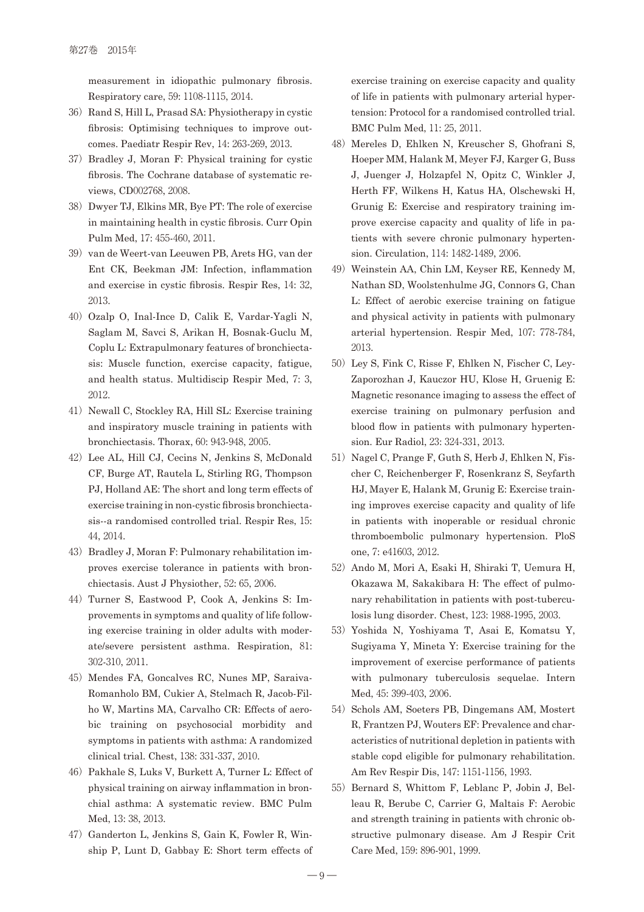measurement in idiopathic pulmonary fibrosis. Respiratory care, 59: 1108-1115, 2014.

36） Rand S, Hill L, Prasad SA: Physiotherapy in cystic fibrosis: Optimising techniques to improve outcomes. Paediatr Respir Rev, 14: 263-269, 2013.

37） Bradley J, Moran F: Physical training for cystic fibrosis. The Cochrane database of systematic reviews, CD002768, 2008.

38） Dwyer TJ, Elkins MR, Bye PT: The role of exercise in maintaining health in cystic fibrosis. Curr Opin Pulm Med, 17: 455-460, 2011.

39） van de Weert-van Leeuwen PB, Arets HG, van der Ent CK, Beekman JM: Infection, inflammation and exercise in cystic fibrosis. Respir Res, 14: 32, 2013.

40） Ozalp O, Inal-Ince D, Calik E, Vardar-Yagli N, Saglam M, Savci S, Arikan H, Bosnak-Guclu M, Coplu L: Extrapulmonary features of bronchiectasis: Muscle function, exercise capacity, fatigue, and health status. Multidiscip Respir Med, 7: 3, 2012.

41） Newall C, Stockley RA, Hill SL: Exercise training and inspiratory muscle training in patients with bronchiectasis. Thorax, 60: 943-948, 2005.

42） Lee AL, Hill CJ, Cecins N, Jenkins S, McDonald CF, Burge AT, Rautela L, Stirling RG, Thompson PJ, Holland AE: The short and long term effects of exercise training in non-cystic fibrosis bronchiectasis--a randomised controlled trial. Respir Res, 15: 44, 2014.

43） Bradley J, Moran F: Pulmonary rehabilitation improves exercise tolerance in patients with bronchiectasis. Aust J Physiother, 52: 65, 2006.

44） Turner S, Eastwood P, Cook A, Jenkins S: Improvements in symptoms and quality of life following exercise training in older adults with moderate/severe persistent asthma. Respiration, 81: 302-310, 2011.

45） Mendes FA, Goncalves RC, Nunes MP, Saraiva-Romanholo BM, Cukier A, Stelmach R, Jacob-Filho W, Martins MA, Carvalho CR: Effects of aerobic training on psychosocial morbidity and symptoms in patients with asthma: A randomized clinical trial. Chest, 138: 331-337, 2010.

46） Pakhale S, Luks V, Burkett A, Turner L: Effect of physical training on airway inflammation in bronchial asthma: A systematic review. BMC Pulm Med, 13: 38, 2013.

47） Ganderton L, Jenkins S, Gain K, Fowler R, Winship P, Lunt D, Gabbay E: Short term effects of exercise training on exercise capacity and quality of life in patients with pulmonary arterial hypertension: Protocol for a randomised controlled trial. BMC Pulm Med, 11: 25, 2011.

48） Mereles D, Ehlken N, Kreuscher S, Ghofrani S, Hoeper MM, Halank M, Meyer FJ, Karger G, Buss J, Juenger J, Holzapfel N, Opitz C, Winkler J, Herth FF, Wilkens H, Katus HA, Olschewski H, Grunig E: Exercise and respiratory training improve exercise capacity and quality of life in patients with severe chronic pulmonary hypertension. Circulation, 114: 1482-1489, 2006.

49） Weinstein AA, Chin LM, Keyser RE, Kennedy M, Nathan SD, Woolstenhulme JG, Connors G, Chan L: Effect of aerobic exercise training on fatigue and physical activity in patients with pulmonary arterial hypertension. Respir Med, 107: 778-784, 2013.

50） Ley S, Fink C, Risse F, Ehlken N, Fischer C, Ley-Zaporozhan J, Kauczor HU, Klose H, Gruenig E: Magnetic resonance imaging to assess the effect of exercise training on pulmonary perfusion and blood flow in patients with pulmonary hypertension. Eur Radiol, 23: 324-331, 2013.

51） Nagel C, Prange F, Guth S, Herb J, Ehlken N, Fischer C, Reichenberger F, Rosenkranz S, Seyfarth HJ, Mayer E, Halank M, Grunig E: Exercise training improves exercise capacity and quality of life in patients with inoperable or residual chronic thromboembolic pulmonary hypertension. PloS one, 7: e41603, 2012.

52） Ando M, Mori A, Esaki H, Shiraki T, Uemura H, Okazawa M, Sakakibara H: The effect of pulmonary rehabilitation in patients with post-tuberculosis lung disorder. Chest, 123: 1988-1995, 2003.

53） Yoshida N, Yoshiyama T, Asai E, Komatsu Y, Sugiyama Y, Mineta Y: Exercise training for the improvement of exercise performance of patients with pulmonary tuberculosis sequelae. Intern Med, 45: 399-403, 2006.

54） Schols AM, Soeters PB, Dingemans AM, Mostert R, Frantzen PJ, Wouters EF: Prevalence and characteristics of nutritional depletion in patients with stable copd eligible for pulmonary rehabilitation. Am Rev Respir Dis, 147: 1151-1156, 1993.

55） Bernard S, Whittom F, Leblanc P, Jobin J, Belleau R, Berube C, Carrier G, Maltais F: Aerobic and strength training in patients with chronic obstructive pulmonary disease. Am J Respir Crit Care Med, 159: 896-901, 1999.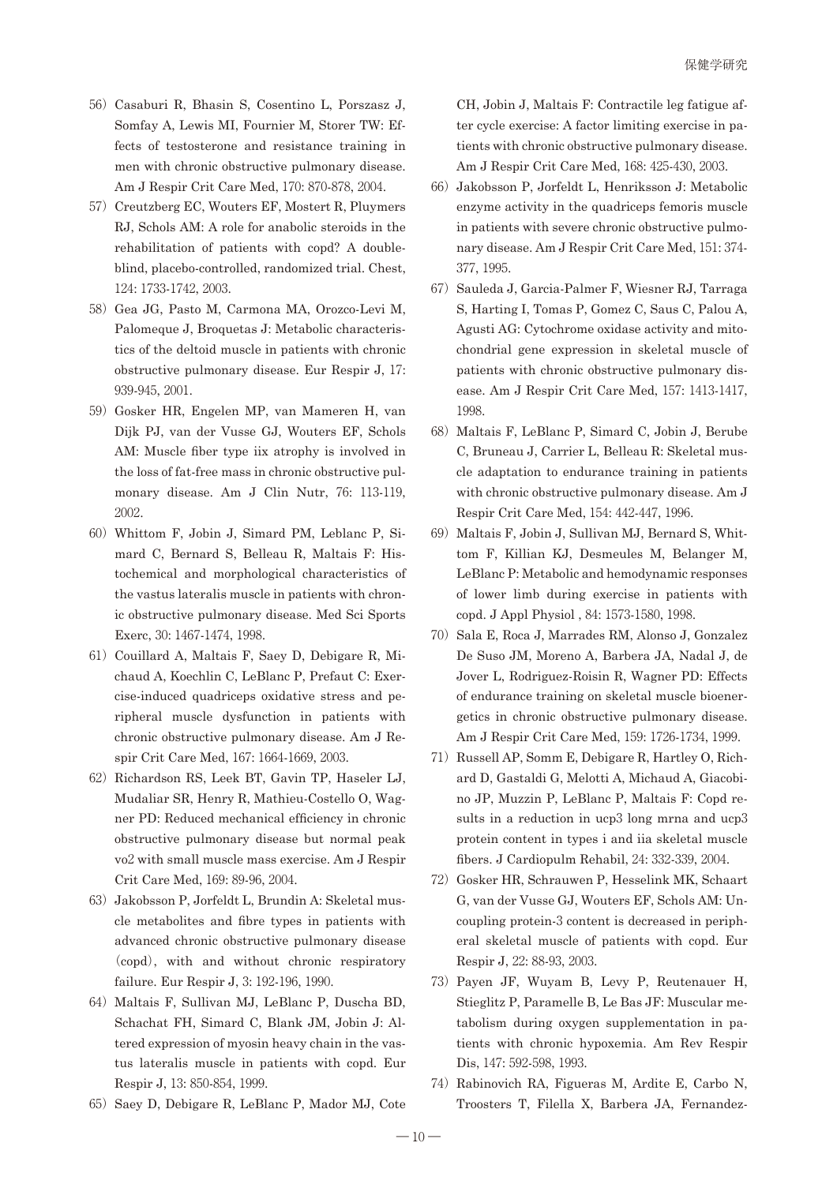56）Casaburi R, Bhasin S, Cosentino L, Porszasz J, Somfay A, Lewis MI, Fournier M, Storer TW: Effects of testosterone and resistance training in men with chronic obstructive pulmonary disease. Am J Respir Crit Care Med, 170: 870-878, 2004.

57）Creutzberg EC, Wouters EF, Mostert R, Pluymers RJ, Schols AM: A role for anabolic steroids in the rehabilitation of patients with copd? A double-blind, placebo-controlled, randomized trial. Chest, 124: 1733-1742, 2003.

58）Gea JG, Pasto M, Carmona MA, Orozco-Levi M, Palomeque J, Broquetas J: Metabolic characteristics of the deltoid muscle in patients with chronic obstructive pulmonary disease. Eur Respir J, 17: 939-945, 2001.

59）Gosker HR, Engelen MP, van Mameren H, van Dijk PJ, van der Vusse GJ, Wouters EF, Schols AM: Muscle fiber type iix atrophy is involved in the loss of fat-free mass in chronic obstructive pulmonary disease. Am J Clin Nutr, 76: 113-119, 2002.

60）Whittom F, Jobin J, Simard PM, Leblanc P, Simard C, Bernard S, Belleau R, Maltais F: Histochemical and morphological characteristics of the vastus lateralis muscle in patients with chronic obstructive pulmonary disease. Med Sci Sports Exerc, 30: 1467-1474, 1998.

61）Couillard A, Maltais F, Saey D, Debigare R, Michaud A, Koechlin C, LeBlanc P, Prefaut C: Exercise-induced quadriceps oxidative stress and peripheral muscle dysfunction in patients with chronic obstructive pulmonary disease. Am J Respir Crit Care Med, 167: 1664-1669, 2003.

62）Richardson RS, Leek BT, Gavin TP, Haseler LJ, Mudaliar SR, Henry R, Mathieu-Costello O, Wagner PD: Reduced mechanical efficiency in chronic obstructive pulmonary disease but normal peak vo2 with small muscle mass exercise. Am J Respir Crit Care Med, 169: 89-96, 2004.

63）Jakobsson P, Jorfeldt L, Brundin A: Skeletal muscle metabolites and fibre types in patients with advanced chronic obstructive pulmonary disease（copd）, with and without chronic respiratory failure. Eur Respir J, 3: 192-196, 1990.

64）Maltais F, Sullivan MJ, LeBlanc P, Duscha BD, Schachat FH, Simard C, Blank JM, Jobin J: Altered expression of myosin heavy chain in the vastus lateralis muscle in patients with copd. Eur Respir J, 13: 850-854, 1999.

65）Saey D, Debigare R, LeBlanc P, Mador MJ, Cote CH, Jobin J, Maltais F: Contractile leg fatigue after cycle exercise: A factor limiting exercise in patients with chronic obstructive pulmonary disease. Am J Respir Crit Care Med, 168: 425-430, 2003.

66）Jakobsson P, Jorfeldt L, Henriksson J: Metabolic enzyme activity in the quadriceps femoris muscle in patients with severe chronic obstructive pulmonary disease. Am J Respir Crit Care Med, 151: 374-377, 1995.

67）Sauleda J, Garcia-Palmer F, Wiesner RJ, Tarraga S, Harting I, Tomas P, Gomez C, Saus C, Palou A, Agusti AG: Cytochrome oxidase activity and mitochondrial gene expression in skeletal muscle of patients with chronic obstructive pulmonary disease. Am J Respir Crit Care Med, 157: 1413-1417, 1998.

68）Maltais F, LeBlanc P, Simard C, Jobin J, Berube C, Bruneau J, Carrier L, Belleau R: Skeletal muscle adaptation to endurance training in patients with chronic obstructive pulmonary disease. Am J Respir Crit Care Med, 154: 442-447, 1996.

69）Maltais F, Jobin J, Sullivan MJ, Bernard S, Whittom F, Killian KJ, Desmeules M, Belanger M, LeBlanc P: Metabolic and hemodynamic responses of lower limb during exercise in patients with copd. J Appl Physiol , 84: 1573-1580, 1998.

70）Sala E, Roca J, Marrades RM, Alonso J, Gonzalez De Suso JM, Moreno A, Barbera JA, Nadal J, de Jover L, Rodriguez-Roisin R, Wagner PD: Effects of endurance training on skeletal muscle bioenergetics in chronic obstructive pulmonary disease. Am J Respir Crit Care Med, 159: 1726-1734, 1999.

71）Russell AP, Somm E, Debigare R, Hartley O, Richard D, Gastaldi G, Melotti A, Michaud A, Giacobino JP, Muzzin P, LeBlanc P, Maltais F: Copd results in a reduction in ucp3 long mrna and ucp3 protein content in types i and iia skeletal muscle fibers. J Cardiopulm Rehabil, 24: 332-339, 2004.

72）Gosker HR, Schrauwen P, Hesselink MK, Schaart G, van der Vusse GJ, Wouters EF, Schols AM: Uncoupling protein-3 content is decreased in peripheral skeletal muscle of patients with copd. Eur Respir J, 22: 88-93, 2003.

73）Payen JF, Wuyam B, Levy P, Reutenauer H, Stieglitz P, Paramelle B, Le Bas JF: Muscular metabolism during oxygen supplementation in patients with chronic hypoxemia. Am Rev Respir Dis, 147: 592-598, 1993.

74）Rabinovich RA, Figueras M, Ardite E, Carbo N, Troosters T, Filella X, Barbera JA, Fernandez-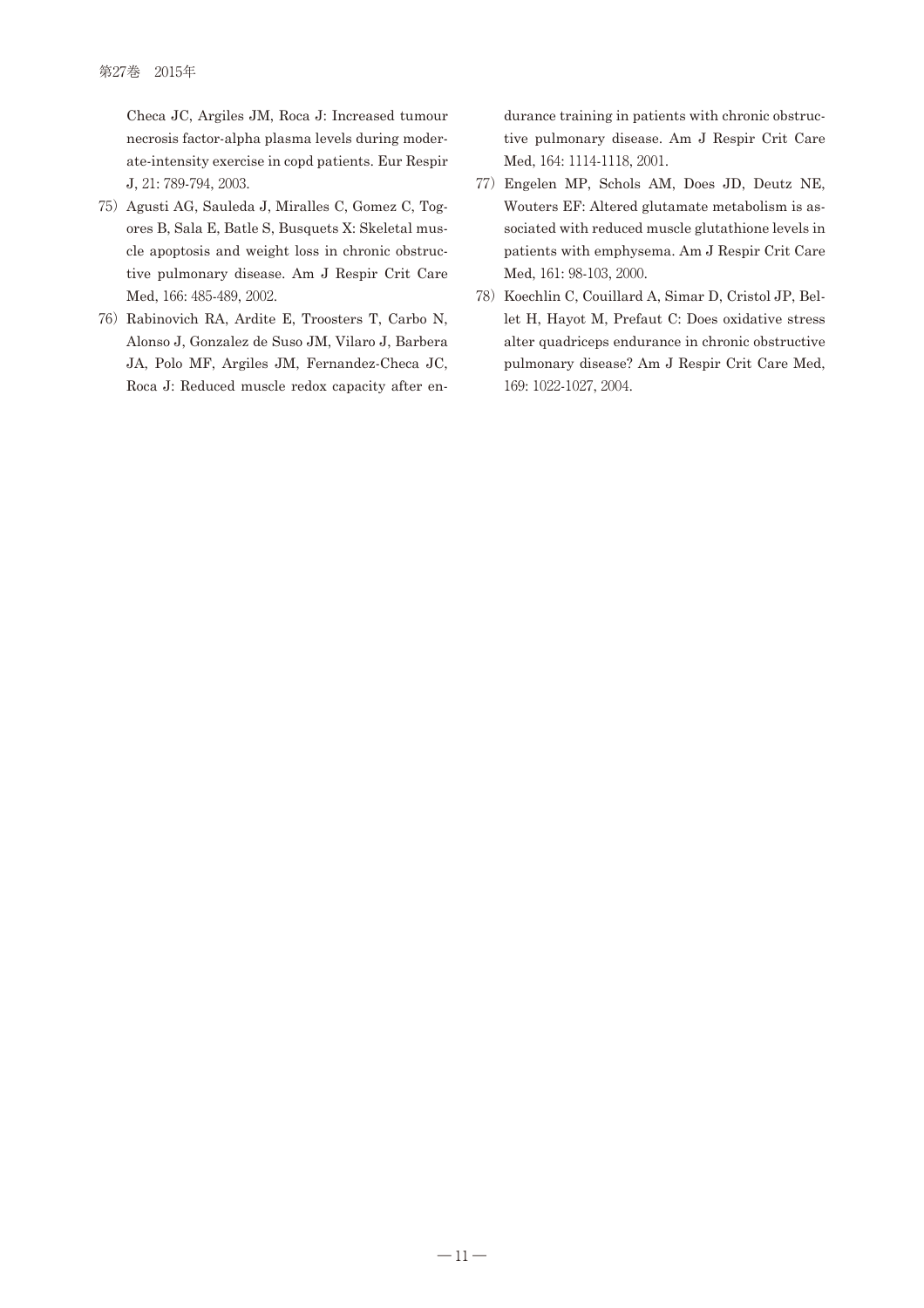Checa JC, Argiles JM, Roca J: Increased tumour necrosis factor-alpha plasma levels during moderate-intensity exercise in copd patients. Eur Respir J, 21: 789-794, 2003.

75) Agusti AG, Sauleda J, Miralles C, Gomez C, Togores B, Sala E, Batle S, Busquets X: Skeletal muscle apoptosis and weight loss in chronic obstructive pulmonary disease. Am J Respir Crit Care Med, 166: 485-489, 2002.

76) Rabinovich RA, Ardite E, Troosters T, Carbo N, Alonso J, Gonzalez de Suso JM, Vilaro J, Barbera JA, Polo MF, Argiles JM, Fernandez-Checa JC, Roca J: Reduced muscle redox capacity after endurance training in patients with chronic obstructive pulmonary disease. Am J Respir Crit Care Med, 164: 1114-1118, 2001.

77) Engelen MP, Schols AM, Does JD, Deutz NE, Wouters EF: Altered glutamate metabolism is associated with reduced muscle glutathione levels in patients with emphysema. Am J Respir Crit Care Med, 161: 98-103, 2000.

78) Koechlin C, Couillard A, Simar D, Cristol JP, Bellet H, Hayot M, Prefaut C: Does oxidative stress alter quadriceps endurance in chronic obstructive pulmonary disease? Am J Respir Crit Care Med, 169: 1022-1027, 2004.